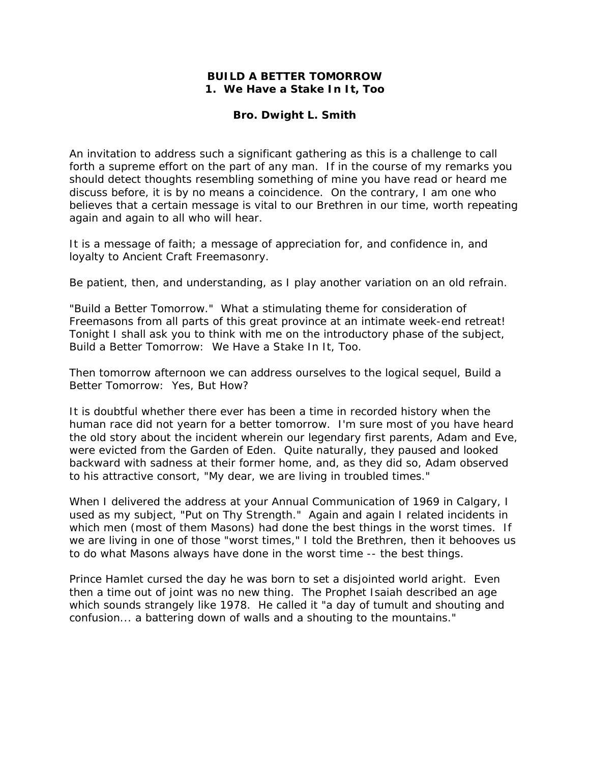# BUILD A BETTER TOMORROW
## 1. We Have a Stake In It, Too

**Bro. Dwight L. Smith**

An invitation to address such a significant gathering as this is a challenge to call forth a supreme effort on the part of any man. If in the course of my remarks you should detect thoughts resembling something of mine you have read or heard me discuss before, it is by no means a coincidence. On the contrary, I am one who believes that a certain message is vital to our Brethren in our time, worth repeating again and again to all who will hear.

It is a message of faith; a message of appreciation for, and confidence in, and loyalty to Ancient Craft Freemasonry.

Be patient, then, and understanding, as I play another variation on an old refrain.

"Build a Better Tomorrow." What a stimulating theme for consideration of Freemasons from all parts of this great province at an intimate week-end retreat! Tonight I shall ask you to think with me on the introductory phase of the subject, Build a Better Tomorrow: We Have a Stake In It, Too.

Then tomorrow afternoon we can address ourselves to the logical sequel, Build a Better Tomorrow: Yes, But How?

It is doubtful whether there ever has been a time in recorded history when the human race did not yearn for a better tomorrow. I'm sure most of you have heard the old story about the incident wherein our legendary first parents, Adam and Eve, were evicted from the Garden of Eden. Quite naturally, they paused and looked backward with sadness at their former home, and, as they did so, Adam observed to his attractive consort, "My dear, we are living in troubled times."

When I delivered the address at your Annual Communication of 1969 in Calgary, I used as my subject, "Put on Thy Strength." Again and again I related incidents in which men (most of them Masons) had done the best things in the worst times. If we are living in one of those "worst times," I told the Brethren, then it behooves us to do what Masons always have done in the worst time -- the best things.

Prince Hamlet cursed the day he was born to set a disjointed world aright. Even then a time out of joint was no new thing. The Prophet Isaiah described an age which sounds strangely like 1978. He called it "a day of tumult and shouting and confusion... a battering down of walls and a shouting to the mountains."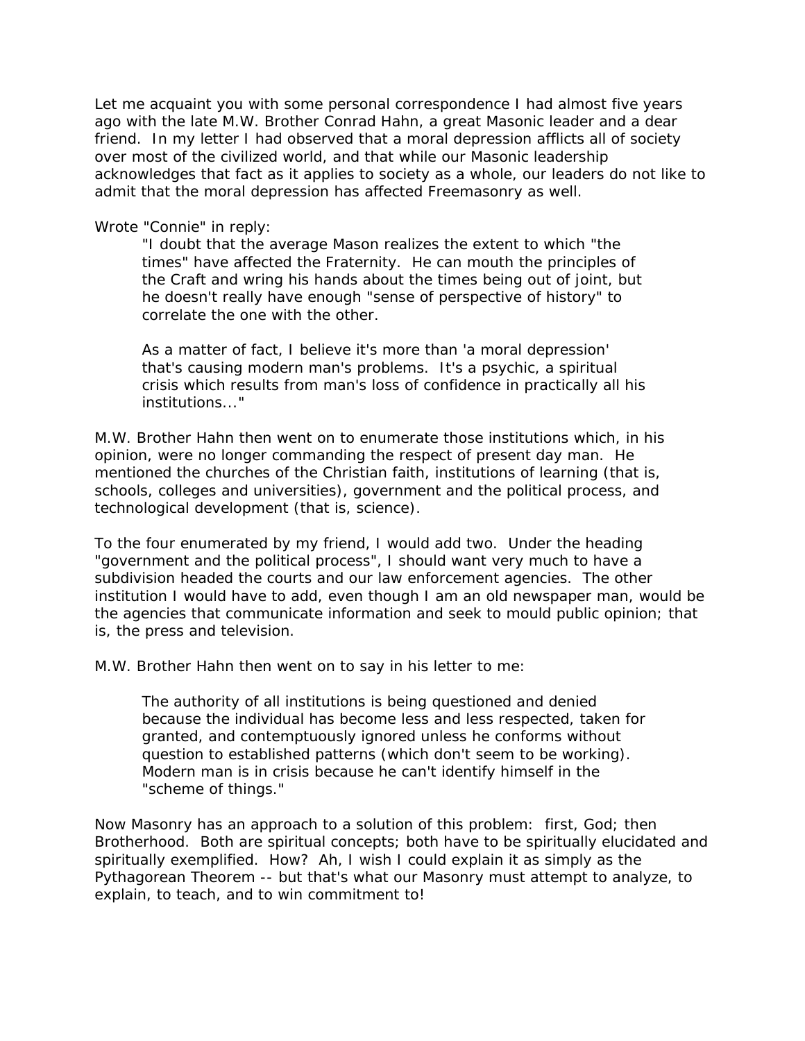Let me acquaint you with some personal correspondence I had almost five years ago with the late M.W. Brother Conrad Hahn, a great Masonic leader and a dear friend. In my letter I had observed that a moral depression afflicts all of society over most of the civilized world, and that while our Masonic leadership acknowledges that fact as it applies to society as a whole, our leaders do not like to admit that the moral depression has affected Freemasonry as well.

Wrote "Connie" in reply:

> "I doubt that the average Mason realizes the extent to which "the times" have affected the Fraternity. He can mouth the principles of the Craft and wring his hands about the times being out of joint, but he doesn't really have enough "sense of perspective of history" to correlate the one with the other.
>
> As a matter of fact, I believe it's more than 'a moral depression' that's causing modern man's problems. It's a psychic, a spiritual crisis which results from man's loss of confidence in practically all his institutions..."

M.W. Brother Hahn then went on to enumerate those institutions which, in his opinion, were no longer commanding the respect of present day man. He mentioned the churches of the Christian faith, institutions of learning (that is, schools, colleges and universities), government and the political process, and technological development (that is, science).

To the four enumerated by my friend, I would add two. Under the heading "government and the political process", I should want very much to have a subdivision headed the courts and our law enforcement agencies. The other institution I would have to add, even though I am an old newspaper man, would be the agencies that communicate information and seek to mould public opinion; that is, the press and television.

M.W. Brother Hahn then went on to say in his letter to me:

> The authority of all institutions is being questioned and denied because the individual has become less and less respected, taken for granted, and contemptuously ignored unless he conforms without question to established patterns (which don't seem to be working). Modern man is in crisis because he can't identify himself in the "scheme of things."

Now Masonry has an approach to a solution of this problem: first, God; then Brotherhood. Both are spiritual concepts; both have to be spiritually elucidated and spiritually exemplified. How? Ah, I wish I could explain it as simply as the Pythagorean Theorem -- but that's what our Masonry must attempt to analyze, to explain, to teach, and to win commitment to!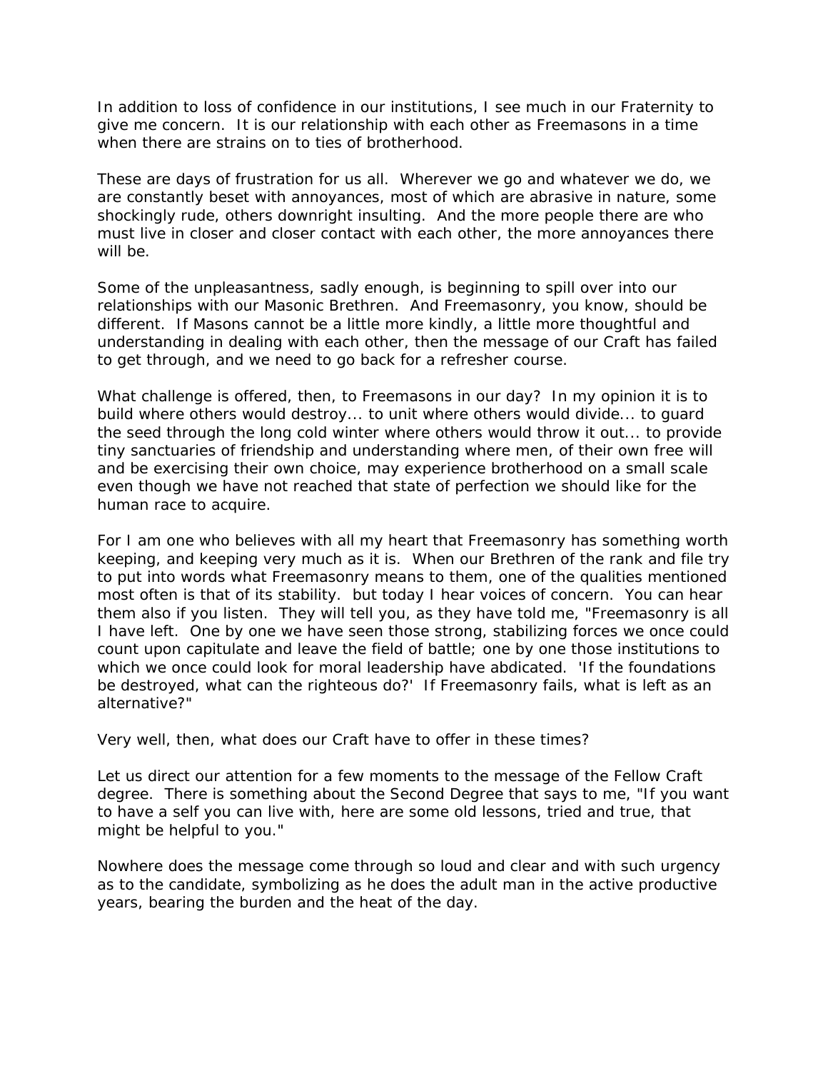In addition to loss of confidence in our institutions, I see much in our Fraternity to give me concern. It is our relationship with each other as Freemasons in a time when there are strains on to ties of brotherhood.

These are days of frustration for us all. Wherever we go and whatever we do, we are constantly beset with annoyances, most of which are abrasive in nature, some shockingly rude, others downright insulting. And the more people there are who must live in closer and closer contact with each other, the more annoyances there will be.

Some of the unpleasantness, sadly enough, is beginning to spill over into our relationships with our Masonic Brethren. And Freemasonry, you know, should be different. If Masons cannot be a little more kindly, a little more thoughtful and understanding in dealing with each other, then the message of our Craft has failed to get through, and we need to go back for a refresher course.

What challenge is offered, then, to Freemasons in our day? In my opinion it is to build where others would destroy... to unit where others would divide... to guard the seed through the long cold winter where others would throw it out... to provide tiny sanctuaries of friendship and understanding where men, of their own free will and be exercising their own choice, may experience brotherhood on a small scale even though we have not reached that state of perfection we should like for the human race to acquire.

For I am one who believes with all my heart that Freemasonry has something worth keeping, and keeping very much as it is. When our Brethren of the rank and file try to put into words what Freemasonry means to them, one of the qualities mentioned most often is that of its stability. but today I hear voices of concern. You can hear them also if you listen. They will tell you, as they have told me, "Freemasonry is all I have left. One by one we have seen those strong, stabilizing forces we once could count upon capitulate and leave the field of battle; one by one those institutions to which we once could look for moral leadership have abdicated. 'If the foundations be destroyed, what can the righteous do?' If Freemasonry fails, what is left as an alternative?"

Very well, then, what does our Craft have to offer in these times?

Let us direct our attention for a few moments to the message of the Fellow Craft degree. There is something about the Second Degree that says to me, "If you want to have a self you can live with, here are some old lessons, tried and true, that might be helpful to you."

Nowhere does the message come through so loud and clear and with such urgency as to the candidate, symbolizing as he does the adult man in the active productive years, bearing the burden and the heat of the day.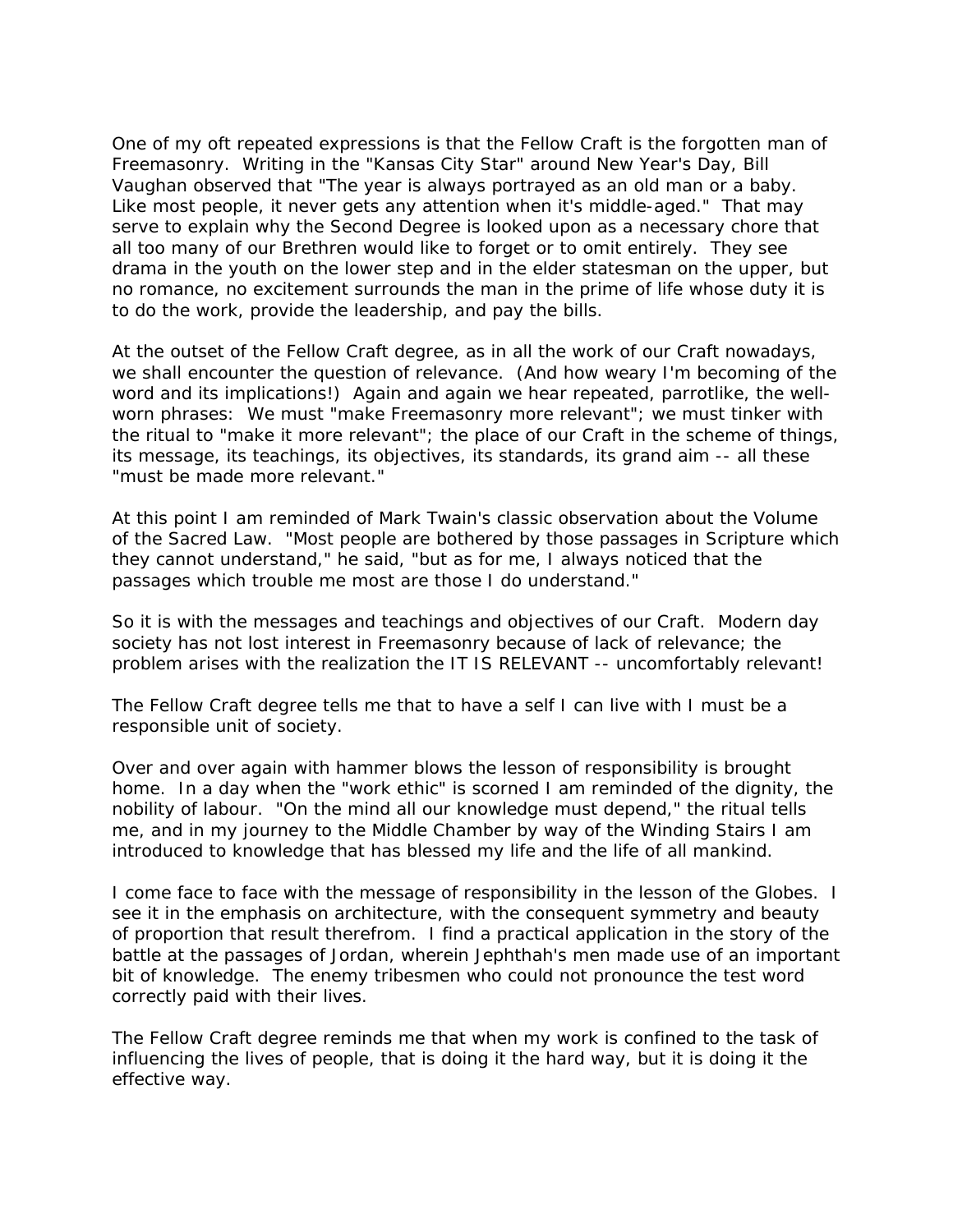One of my oft repeated expressions is that the Fellow Craft is the forgotten man of Freemasonry. Writing in the "Kansas City Star" around New Year's Day, Bill Vaughan observed that "The year is always portrayed as an old man or a baby. Like most people, it never gets any attention when it's middle-aged." That may serve to explain why the Second Degree is looked upon as a necessary chore that all too many of our Brethren would like to forget or to omit entirely. They see drama in the youth on the lower step and in the elder statesman on the upper, but no romance, no excitement surrounds the man in the prime of life whose duty it is to do the work, provide the leadership, and pay the bills.

At the outset of the Fellow Craft degree, as in all the work of our Craft nowadays, we shall encounter the question of relevance. (And how weary I'm becoming of the word and its implications!) Again and again we hear repeated, parrotlike, the well-worn phrases: We must "make Freemasonry more relevant"; we must tinker with the ritual to "make it more relevant"; the place of our Craft in the scheme of things, its message, its teachings, its objectives, its standards, its grand aim -- all these "must be made more relevant."

At this point I am reminded of Mark Twain's classic observation about the Volume of the Sacred Law. "Most people are bothered by those passages in Scripture which they cannot understand," he said, "but as for me, I always noticed that the passages which trouble me most are those I do understand."

So it is with the messages and teachings and objectives of our Craft. Modern day society has not lost interest in Freemasonry because of lack of relevance; the problem arises with the realization the IT IS RELEVANT -- uncomfortably relevant!

The Fellow Craft degree tells me that to have a self I can live with I must be a responsible unit of society.

Over and over again with hammer blows the lesson of responsibility is brought home. In a day when the "work ethic" is scorned I am reminded of the dignity, the nobility of labour. "On the mind all our knowledge must depend," the ritual tells me, and in my journey to the Middle Chamber by way of the Winding Stairs I am introduced to knowledge that has blessed my life and the life of all mankind.

I come face to face with the message of responsibility in the lesson of the Globes. I see it in the emphasis on architecture, with the consequent symmetry and beauty of proportion that result therefrom. I find a practical application in the story of the battle at the passages of Jordan, wherein Jephthah's men made use of an important bit of knowledge. The enemy tribesmen who could not pronounce the test word correctly paid with their lives.

The Fellow Craft degree reminds me that when my work is confined to the task of influencing the lives of people, that is doing it the hard way, but it is doing it the effective way.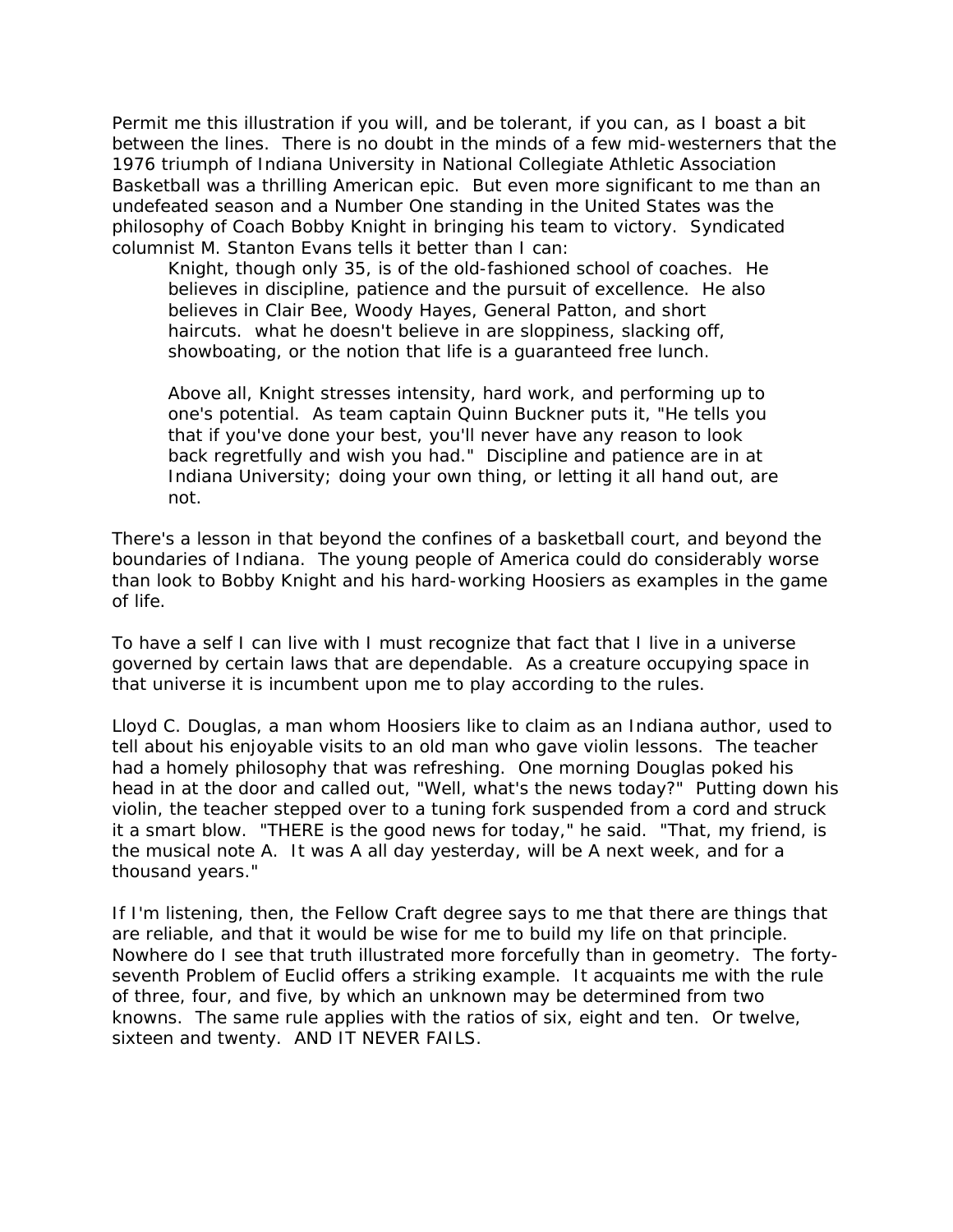Permit me this illustration if you will, and be tolerant, if you can, as I boast a bit between the lines. There is no doubt in the minds of a few mid-westerners that the 1976 triumph of Indiana University in National Collegiate Athletic Association Basketball was a thrilling American epic. But even more significant to me than an undefeated season and a Number One standing in the United States was the philosophy of Coach Bobby Knight in bringing his team to victory. Syndicated columnist M. Stanton Evans tells it better than I can:

> Knight, though only 35, is of the old-fashioned school of coaches. He believes in discipline, patience and the pursuit of excellence. He also believes in Clair Bee, Woody Hayes, General Patton, and short haircuts. what he doesn't believe in are sloppiness, slacking off, showboating, or the notion that life is a guaranteed free lunch.
>
> Above all, Knight stresses intensity, hard work, and performing up to one's potential. As team captain Quinn Buckner puts it, "He tells you that if you've done your best, you'll never have any reason to look back regretfully and wish you had." Discipline and patience are in at Indiana University; doing your own thing, or letting it all hand out, are not.

There's a lesson in that beyond the confines of a basketball court, and beyond the boundaries of Indiana. The young people of America could do considerably worse than look to Bobby Knight and his hard-working Hoosiers as examples in the game of life.

To have a self I can live with I must recognize that fact that I live in a universe governed by certain laws that are dependable. As a creature occupying space in that universe it is incumbent upon me to play according to the rules.

Lloyd C. Douglas, a man whom Hoosiers like to claim as an Indiana author, used to tell about his enjoyable visits to an old man who gave violin lessons. The teacher had a homely philosophy that was refreshing. One morning Douglas poked his head in at the door and called out, "Well, what's the news today?" Putting down his violin, the teacher stepped over to a tuning fork suspended from a cord and struck it a smart blow. "THERE is the good news for today," he said. "That, my friend, is the musical note A. It was A all day yesterday, will be A next week, and for a thousand years."

If I'm listening, then, the Fellow Craft degree says to me that there are things that are reliable, and that it would be wise for me to build my life on that principle. Nowhere do I see that truth illustrated more forcefully than in geometry. The forty-seventh Problem of Euclid offers a striking example. It acquaints me with the rule of three, four, and five, by which an unknown may be determined from two knowns. The same rule applies with the ratios of six, eight and ten. Or twelve, sixteen and twenty. AND IT NEVER FAILS.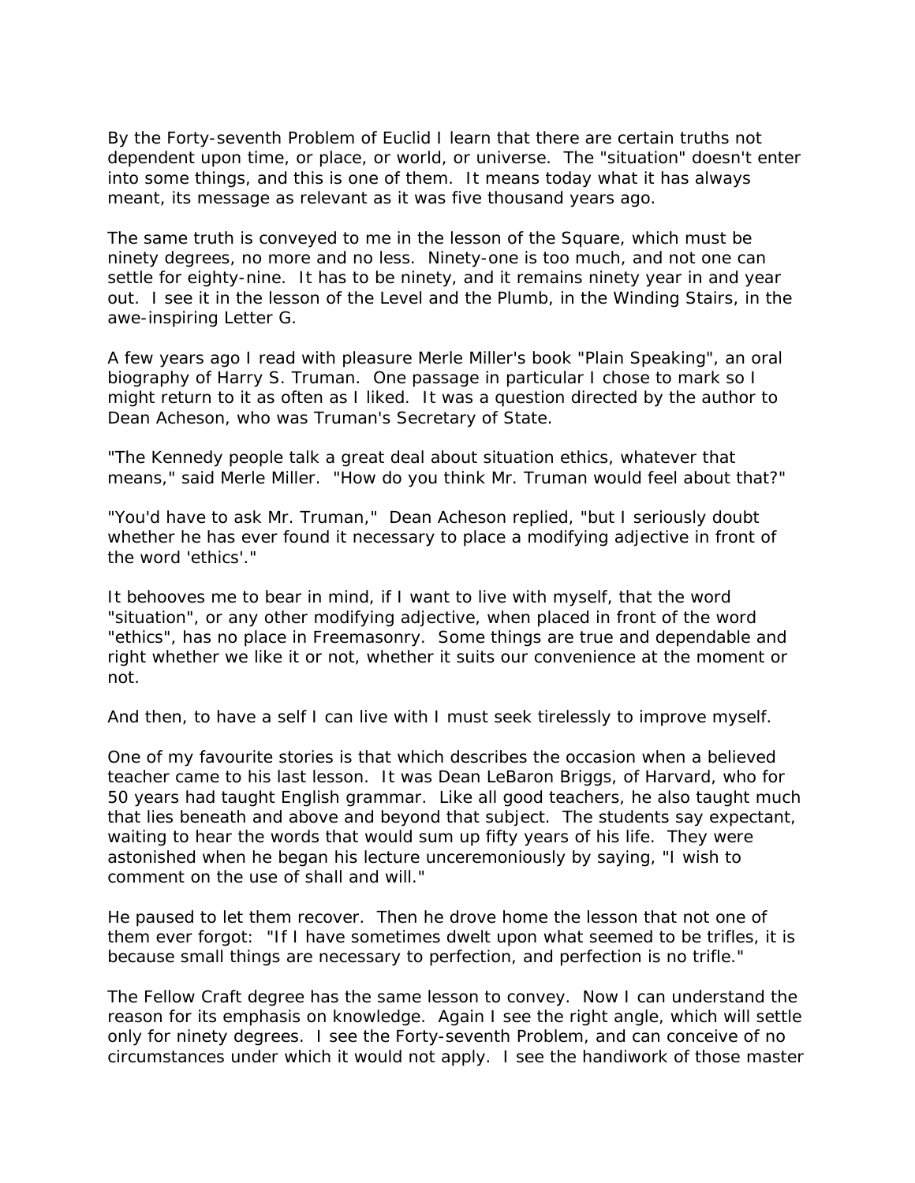By the Forty-seventh Problem of Euclid I learn that there are certain truths not dependent upon time, or place, or world, or universe. The "situation" doesn't enter into some things, and this is one of them. It means today what it has always meant, its message as relevant as it was five thousand years ago.

The same truth is conveyed to me in the lesson of the Square, which must be ninety degrees, no more and no less. Ninety-one is too much, and not one can settle for eighty-nine. It has to be ninety, and it remains ninety year in and year out. I see it in the lesson of the Level and the Plumb, in the Winding Stairs, in the awe-inspiring Letter G.

A few years ago I read with pleasure Merle Miller's book "Plain Speaking", an oral biography of Harry S. Truman. One passage in particular I chose to mark so I might return to it as often as I liked. It was a question directed by the author to Dean Acheson, who was Truman's Secretary of State.

"The Kennedy people talk a great deal about situation ethics, whatever that means," said Merle Miller. "How do you think Mr. Truman would feel about that?"

"You'd have to ask Mr. Truman," Dean Acheson replied, "but I seriously doubt whether he has ever found it necessary to place a modifying adjective in front of the word 'ethics'."

It behooves me to bear in mind, if I want to live with myself, that the word "situation", or any other modifying adjective, when placed in front of the word "ethics", has no place in Freemasonry. Some things are true and dependable and right whether we like it or not, whether it suits our convenience at the moment or not.

And then, to have a self I can live with I must seek tirelessly to improve myself.

One of my favourite stories is that which describes the occasion when a believed teacher came to his last lesson. It was Dean LeBaron Briggs, of Harvard, who for 50 years had taught English grammar. Like all good teachers, he also taught much that lies beneath and above and beyond that subject. The students say expectant, waiting to hear the words that would sum up fifty years of his life. They were astonished when he began his lecture unceremoniously by saying, "I wish to comment on the use of shall and will."

He paused to let them recover. Then he drove home the lesson that not one of them ever forgot: "If I have sometimes dwelt upon what seemed to be trifles, it is because small things are necessary to perfection, and perfection is no trifle."

The Fellow Craft degree has the same lesson to convey. Now I can understand the reason for its emphasis on knowledge. Again I see the right angle, which will settle only for ninety degrees. I see the Forty-seventh Problem, and can conceive of no circumstances under which it would not apply. I see the handiwork of those master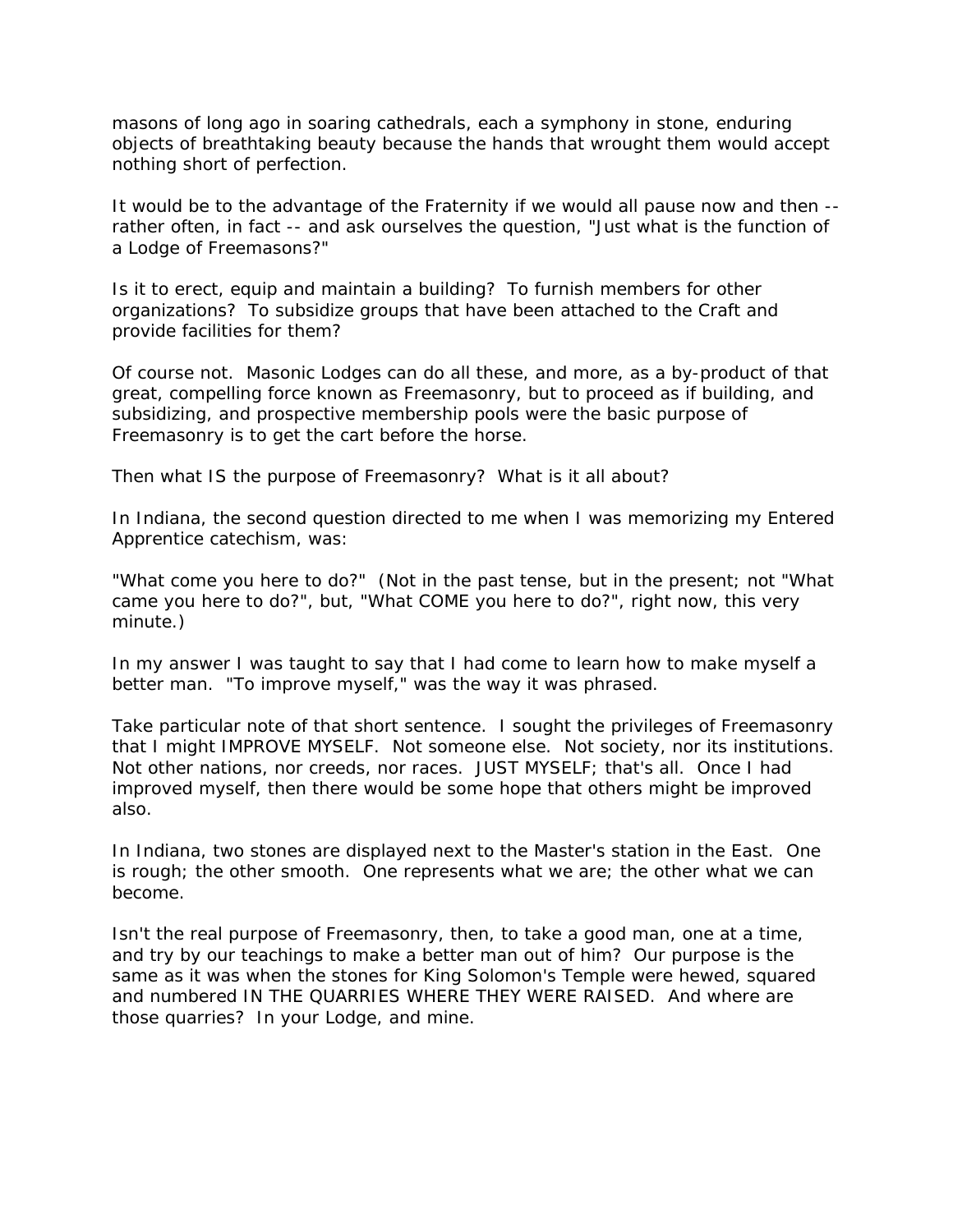masons of long ago in soaring cathedrals, each a symphony in stone, enduring objects of breathtaking beauty because the hands that wrought them would accept nothing short of perfection.

It would be to the advantage of the Fraternity if we would all pause now and then -- rather often, in fact -- and ask ourselves the question, "Just what is the function of a Lodge of Freemasons?"

Is it to erect, equip and maintain a building? To furnish members for other organizations? To subsidize groups that have been attached to the Craft and provide facilities for them?

Of course not. Masonic Lodges can do all these, and more, as a by-product of that great, compelling force known as Freemasonry, but to proceed as if building, and subsidizing, and prospective membership pools were the basic purpose of Freemasonry is to get the cart before the horse.

Then what IS the purpose of Freemasonry? What is it all about?

In Indiana, the second question directed to me when I was memorizing my Entered Apprentice catechism, was:

"What come you here to do?" (Not in the past tense, but in the present; not "What came you here to do?", but, "What COME you here to do?", right now, this very minute.)

In my answer I was taught to say that I had come to learn how to make myself a better man. "To improve myself," was the way it was phrased.

Take particular note of that short sentence. I sought the privileges of Freemasonry that I might IMPROVE MYSELF. Not someone else. Not society, nor its institutions. Not other nations, nor creeds, nor races. JUST MYSELF; that's all. Once I had improved myself, then there would be some hope that others might be improved also.

In Indiana, two stones are displayed next to the Master's station in the East. One is rough; the other smooth. One represents what we are; the other what we can become.

Isn't the real purpose of Freemasonry, then, to take a good man, one at a time, and try by our teachings to make a better man out of him? Our purpose is the same as it was when the stones for King Solomon's Temple were hewed, squared and numbered IN THE QUARRIES WHERE THEY WERE RAISED. And where are those quarries? In your Lodge, and mine.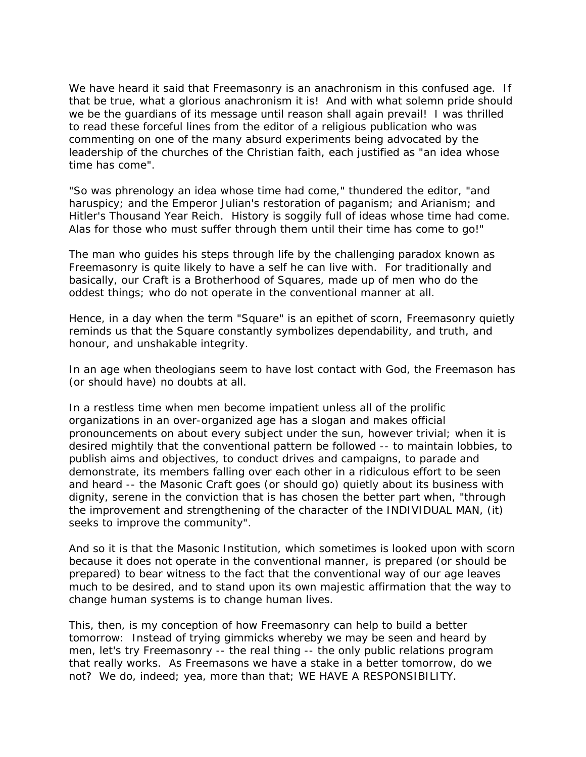We have heard it said that Freemasonry is an anachronism in this confused age. If that be true, what a glorious anachronism it is! And with what solemn pride should we be the guardians of its message until reason shall again prevail! I was thrilled to read these forceful lines from the editor of a religious publication who was commenting on one of the many absurd experiments being advocated by the leadership of the churches of the Christian faith, each justified as "an idea whose time has come".

"So was phrenology an idea whose time had come," thundered the editor, "and haruspicy; and the Emperor Julian's restoration of paganism; and Arianism; and Hitler's Thousand Year Reich. History is soggily full of ideas whose time had come. Alas for those who must suffer through them until their time has come to go!"

The man who guides his steps through life by the challenging paradox known as Freemasonry is quite likely to have a self he can live with. For traditionally and basically, our Craft is a Brotherhood of Squares, made up of men who do the oddest things; who do not operate in the conventional manner at all.

Hence, in a day when the term "Square" is an epithet of scorn, Freemasonry quietly reminds us that the Square constantly symbolizes dependability, and truth, and honour, and unshakable integrity.

In an age when theologians seem to have lost contact with God, the Freemason has (or should have) no doubts at all.

In a restless time when men become impatient unless all of the prolific organizations in an over-organized age has a slogan and makes official pronouncements on about every subject under the sun, however trivial; when it is desired mightily that the conventional pattern be followed -- to maintain lobbies, to publish aims and objectives, to conduct drives and campaigns, to parade and demonstrate, its members falling over each other in a ridiculous effort to be seen and heard -- the Masonic Craft goes (or should go) quietly about its business with dignity, serene in the conviction that is has chosen the better part when, "through the improvement and strengthening of the character of the INDIVIDUAL MAN, (it) seeks to improve the community".

And so it is that the Masonic Institution, which sometimes is looked upon with scorn because it does not operate in the conventional manner, is prepared (or should be prepared) to bear witness to the fact that the conventional way of our age leaves much to be desired, and to stand upon its own majestic affirmation that the way to change human systems is to change human lives.

This, then, is my conception of how Freemasonry can help to build a better tomorrow: Instead of trying gimmicks whereby we may be seen and heard by men, let's try Freemasonry -- the real thing -- the only public relations program that really works. As Freemasons we have a stake in a better tomorrow, do we not? We do, indeed; yea, more than that; WE HAVE A RESPONSIBILITY.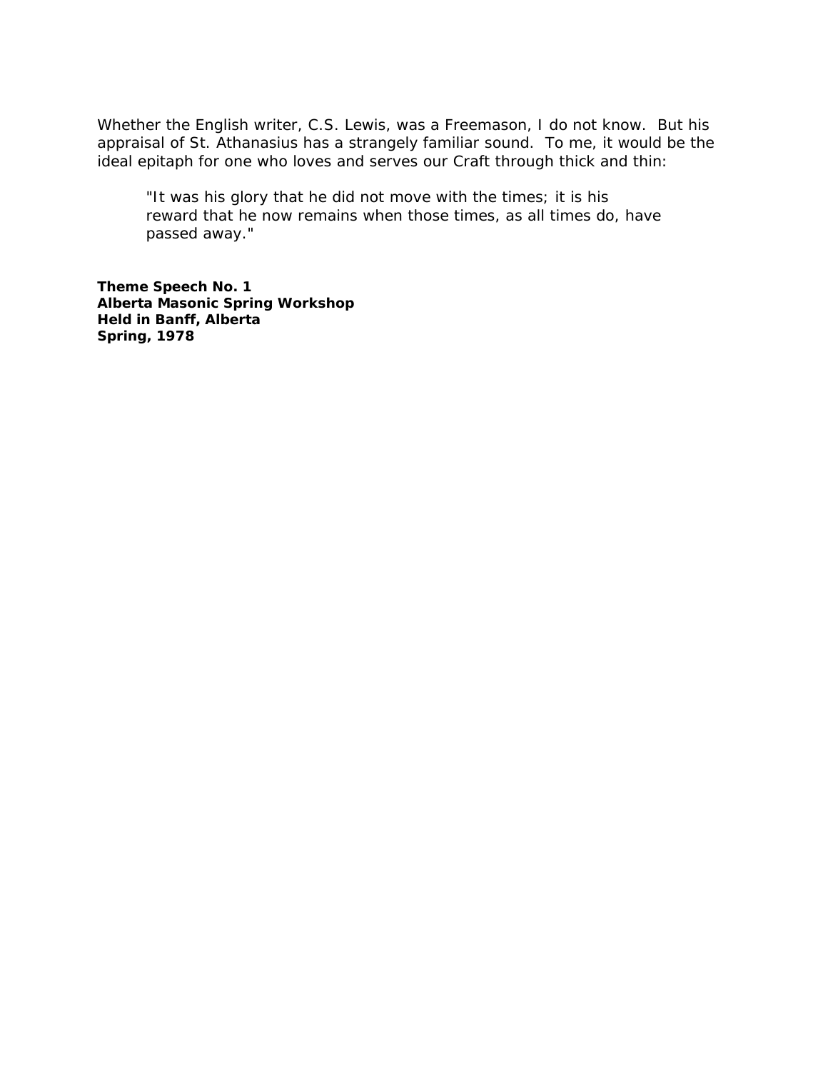Whether the English writer, C.S. Lewis, was a Freemason, I do not know. But his appraisal of St. Athanasius has a strangely familiar sound. To me, it would be the ideal epitaph for one who loves and serves our Craft through thick and thin:

> "It was his glory that he did not move with the times; it is his reward that he now remains when those times, as all times do, have passed away."

**Theme Speech No. 1**
**Alberta Masonic Spring Workshop**
**Held in Banff, Alberta**
**Spring, 1978**